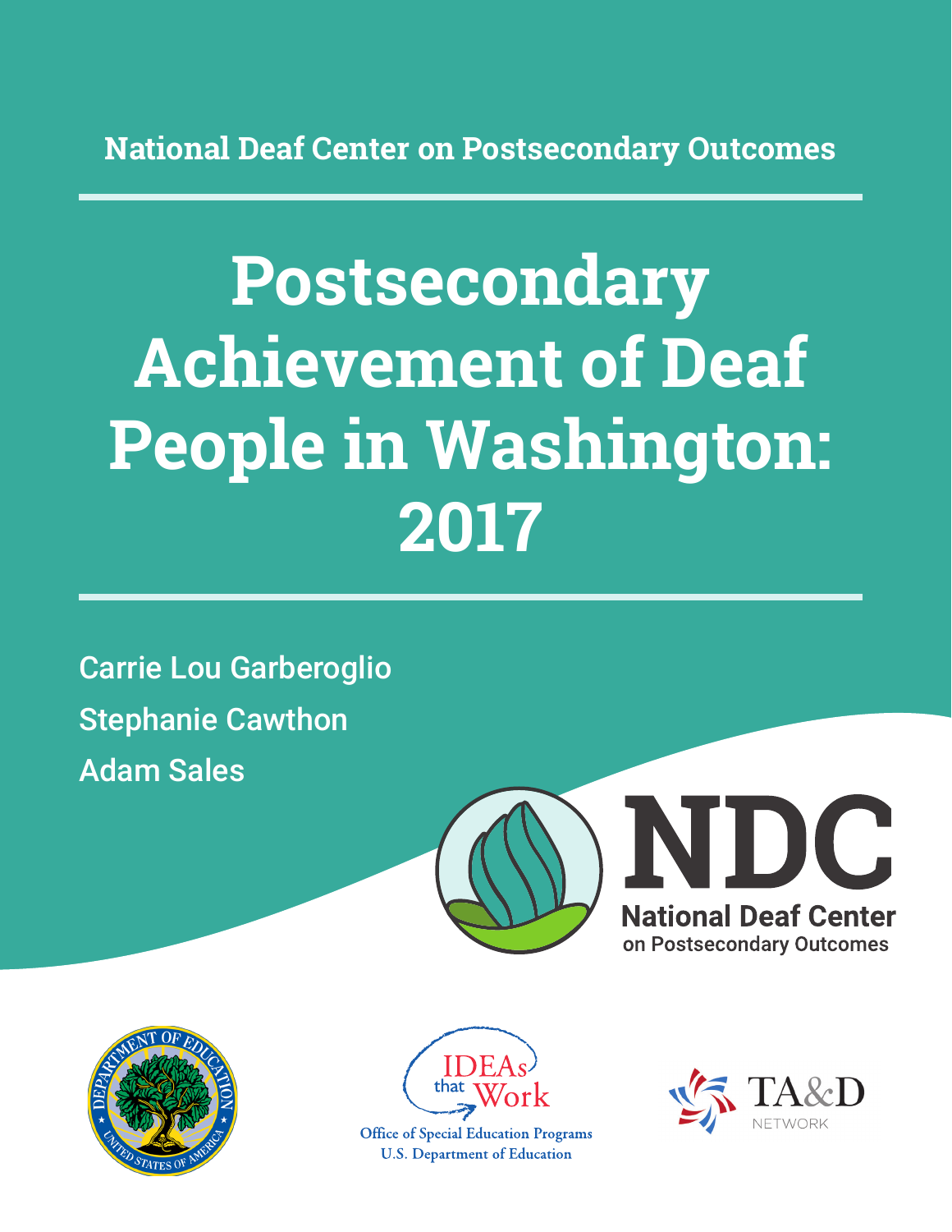National Deaf Center on Postsecondary Outcomes

# Postsecondary Achievement of Deaf People in Washington: 2017

Carrie Lou Garberoglio

Stephanie Cawthon

Adam Sales

NDC

National Deaf Center on Postsecondary Outcomes

IDEAs that Work

Office of Special Education Programs
U.S. Department of Education

TA&D NETWORK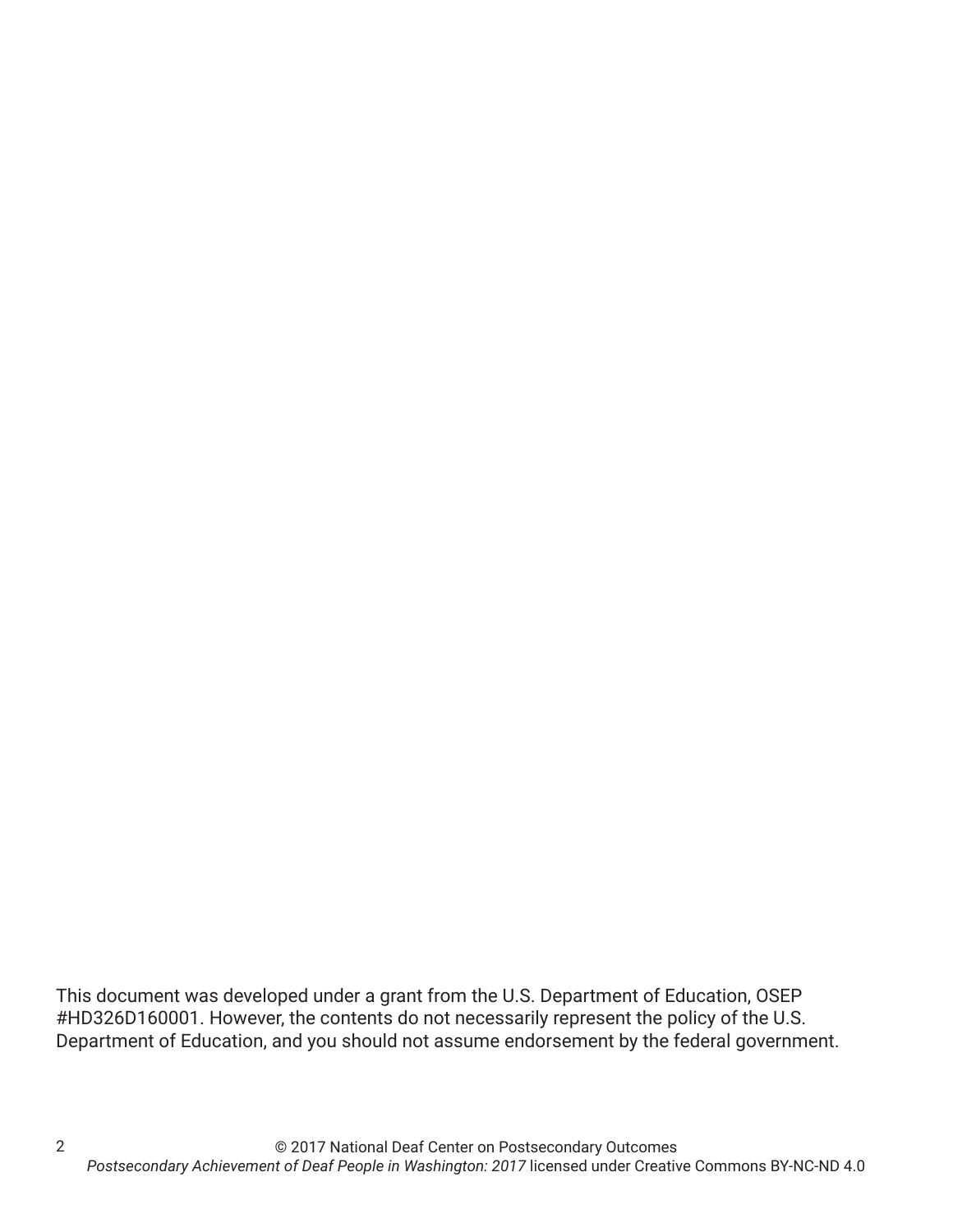This document was developed under a grant from the U.S. Department of Education, OSEP #HD326D160001. However, the contents do not necessarily represent the policy of the U.S. Department of Education, and you should not assume endorsement by the federal government.

© 2017 National Deaf Center on Postsecondary Outcomes
*Postsecondary Achievement of Deaf People in Washington: 2017* licensed under Creative Commons BY-NC-ND 4.0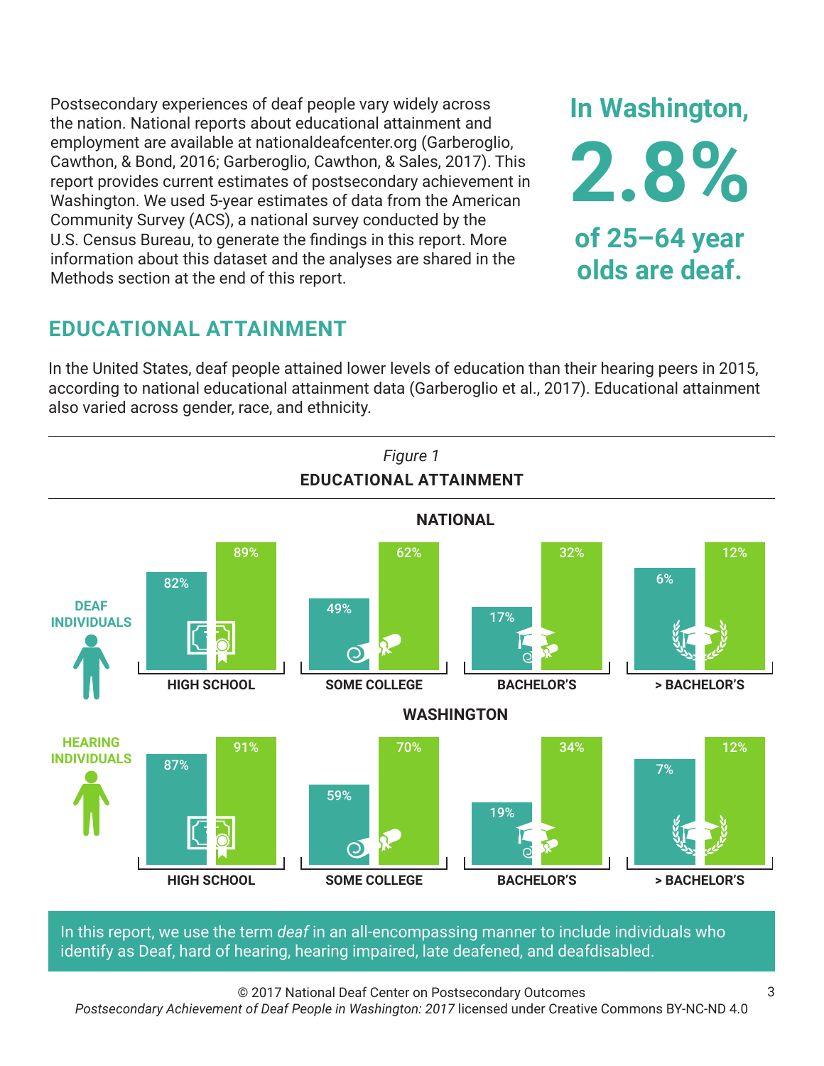Postsecondary experiences of deaf people vary widely across the nation. National reports about educational attainment and employment are available at nationaldeafcenter.org (Garberoglio, Cawthon, & Bond, 2016; Garberoglio, Cawthon, & Sales, 2017). This report provides current estimates of postsecondary achievement in Washington. We used 5-year estimates of data from the American Community Survey (ACS), a national survey conducted by the U.S. Census Bureau, to generate the findings in this report. More information about this dataset and the analyses are shared in the Methods section at the end of this report.

**In Washington, 2.8% of 25–64 year olds are deaf.**

## EDUCATIONAL ATTAINMENT

In the United States, deaf people attained lower levels of education than their hearing peers in 2015, according to national educational attainment data (Garberoglio et al., 2017). Educational attainment also varied across gender, race, and ethnicity.

*Figure 1*

**EDUCATIONAL ATTAINMENT**

**NATIONAL**

| | HIGH SCHOOL | SOME COLLEGE | BACHELOR'S | > BACHELOR'S |
|---|---|---|---|---|
| Deaf Individuals | 82% | 49% | 17% | 6% |
| Hearing Individuals | 89% | 62% | 32% | 12% |

**WASHINGTON**

| | HIGH SCHOOL | SOME COLLEGE | BACHELOR'S | > BACHELOR'S |
|---|---|---|---|---|
| Deaf Individuals | 87% | 59% | 19% | 7% |
| Hearing Individuals | 91% | 70% | 34% | 12% |

In this report, we use the term *deaf* in an all-encompassing manner to include individuals who identify as Deaf, hard of hearing, hearing impaired, late deafened, and deafdisabled.

© 2017 National Deaf Center on Postsecondary Outcomes
*Postsecondary Achievement of Deaf People in Washington: 2017* licensed under Creative Commons BY-NC-ND 4.0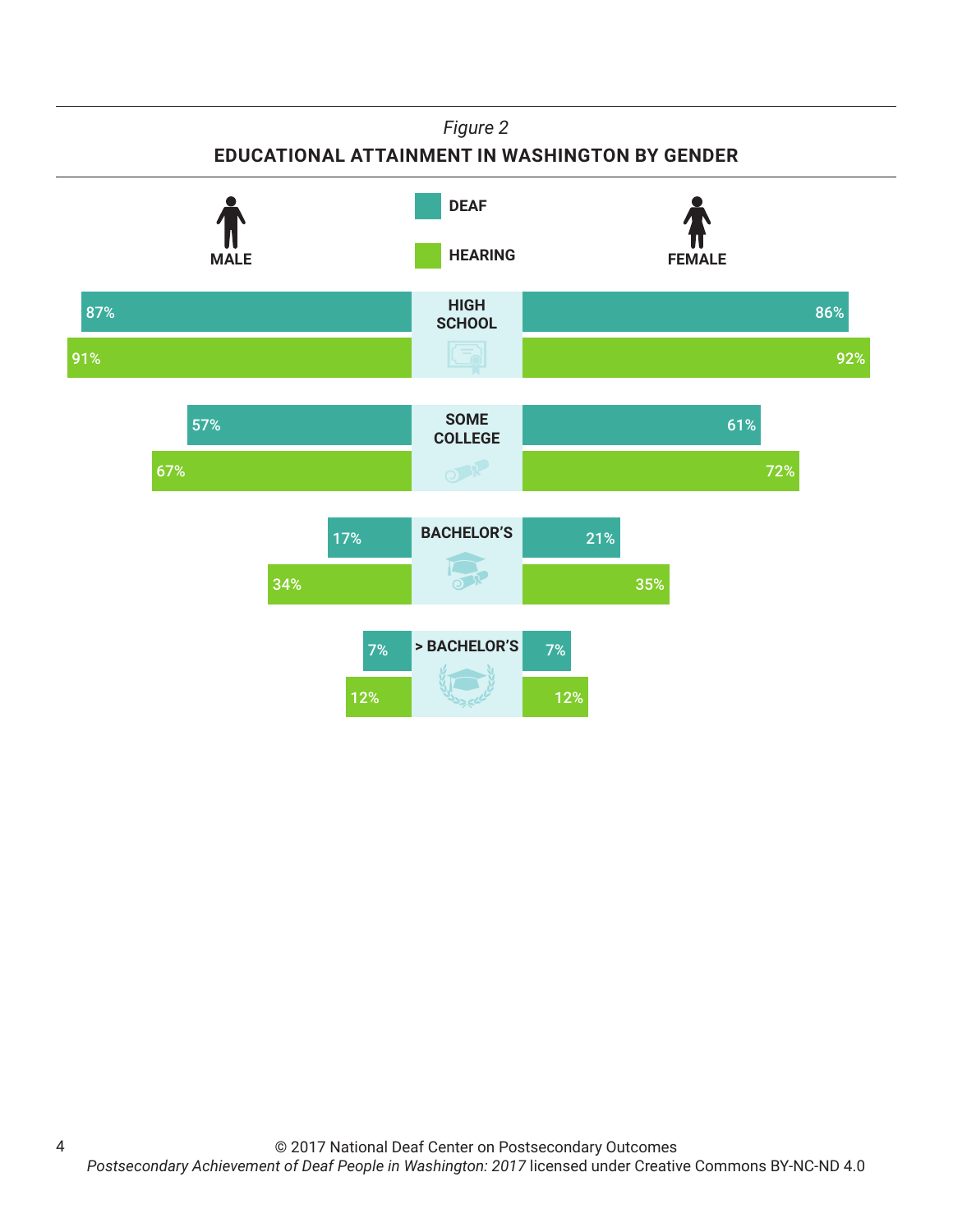*Figure 2*

**EDUCATIONAL ATTAINMENT IN WASHINGTON BY GENDER**

| | Male – Deaf | Male – Hearing | Female – Deaf | Female – Hearing |
|---|---|---|---|---|
| HIGH SCHOOL | 87% | 91% | 86% | 92% |
| SOME COLLEGE | 57% | 67% | 61% | 72% |
| BACHELOR'S | 17% | 34% | 21% | 35% |
| > BACHELOR'S | 7% | 12% | 7% | 12% |

© 2017 National Deaf Center on Postsecondary Outcomes
*Postsecondary Achievement of Deaf People in Washington: 2017* licensed under Creative Commons BY-NC-ND 4.0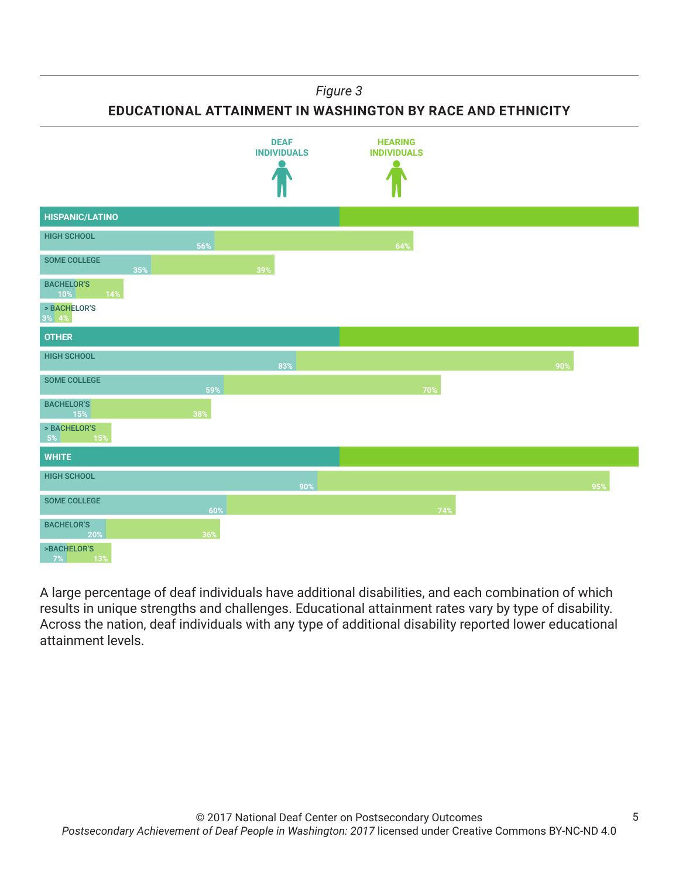*Figure 3*

**EDUCATIONAL ATTAINMENT IN WASHINGTON BY RACE AND ETHNICITY**

| | Deaf Individuals | Hearing Individuals |
|---|---|---|
| **HISPANIC/LATINO** | | |
| High School | 56% | 64% |
| Some College | 35% | 39% |
| Bachelor's | 10% | 14% |
| > Bachelor's | 3% | 4% |
| **OTHER** | | |
| High School | 83% | 90% |
| Some College | 59% | 70% |
| Bachelor's | 15% | 38% |
| > Bachelor's | 5% | 15% |
| **WHITE** | | |
| High School | 90% | 95% |
| Some College | 60% | 74% |
| Bachelor's | 20% | 36% |
| >Bachelor's | 7% | 13% |

A large percentage of deaf individuals have additional disabilities, and each combination of which results in unique strengths and challenges. Educational attainment rates vary by type of disability. Across the nation, deaf individuals with any type of additional disability reported lower educational attainment levels.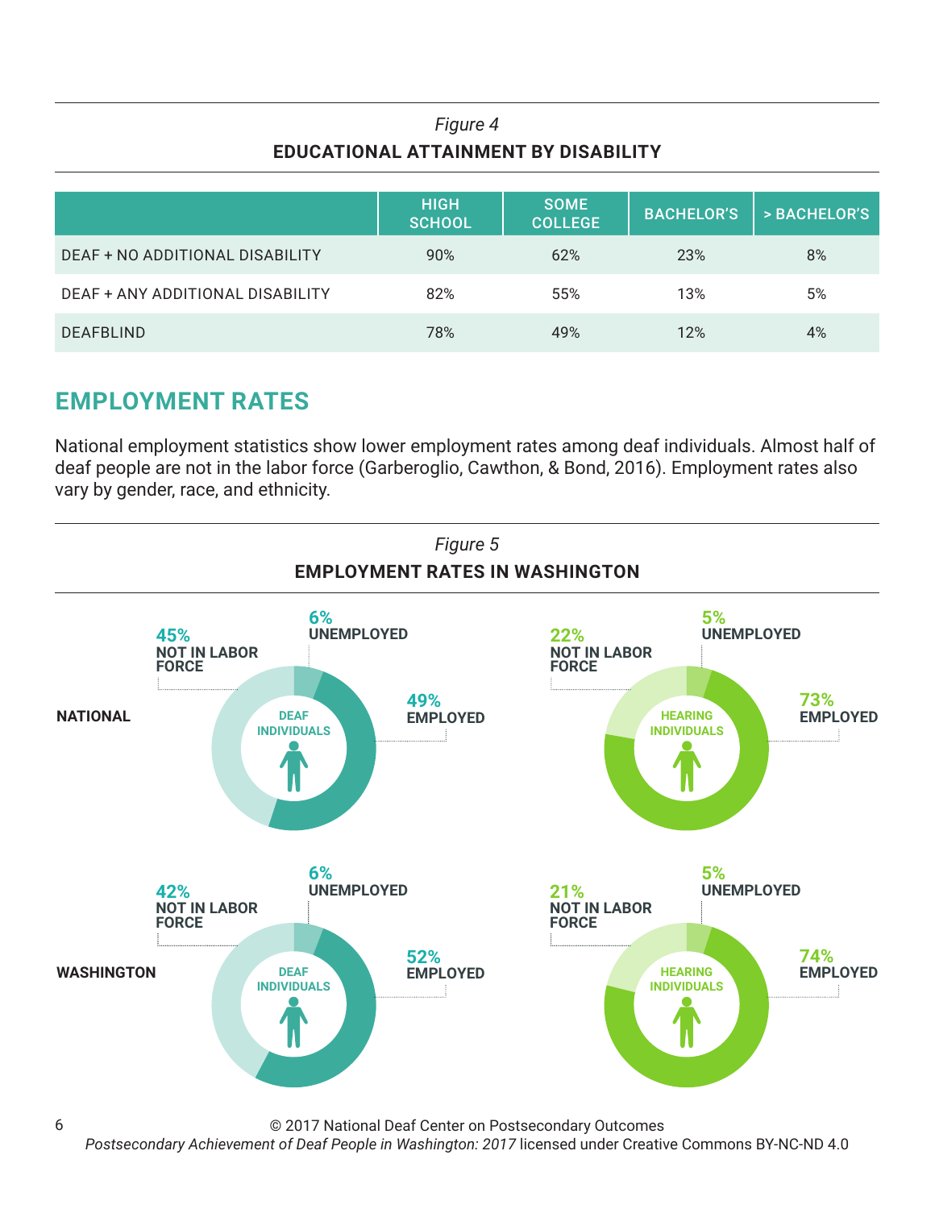*Figure 4*

**EDUCATIONAL ATTAINMENT BY DISABILITY**

| | HIGH SCHOOL | SOME COLLEGE | BACHELOR'S | > BACHELOR'S |
|---|---|---|---|---|
| DEAF + NO ADDITIONAL DISABILITY | 90% | 62% | 23% | 8% |
| DEAF + ANY ADDITIONAL DISABILITY | 82% | 55% | 13% | 5% |
| DEAFBLIND | 78% | 49% | 12% | 4% |

## EMPLOYMENT RATES

National employment statistics show lower employment rates among deaf individuals. Almost half of deaf people are not in the labor force (Garberoglio, Cawthon, & Bond, 2016). Employment rates also vary by gender, race, and ethnicity.

*Figure 5*

**EMPLOYMENT RATES IN WASHINGTON**

**NATIONAL**

DEAF INDIVIDUALS: 45% NOT IN LABOR FORCE; 6% UNEMPLOYED; 49% EMPLOYED

HEARING INDIVIDUALS: 22% NOT IN LABOR FORCE; 5% UNEMPLOYED; 73% EMPLOYED

**WASHINGTON**

DEAF INDIVIDUALS: 42% NOT IN LABOR FORCE; 6% UNEMPLOYED; 52% EMPLOYED

HEARING INDIVIDUALS: 21% NOT IN LABOR FORCE; 5% UNEMPLOYED; 74% EMPLOYED

© 2017 National Deaf Center on Postsecondary Outcomes
*Postsecondary Achievement of Deaf People in Washington: 2017* licensed under Creative Commons BY-NC-ND 4.0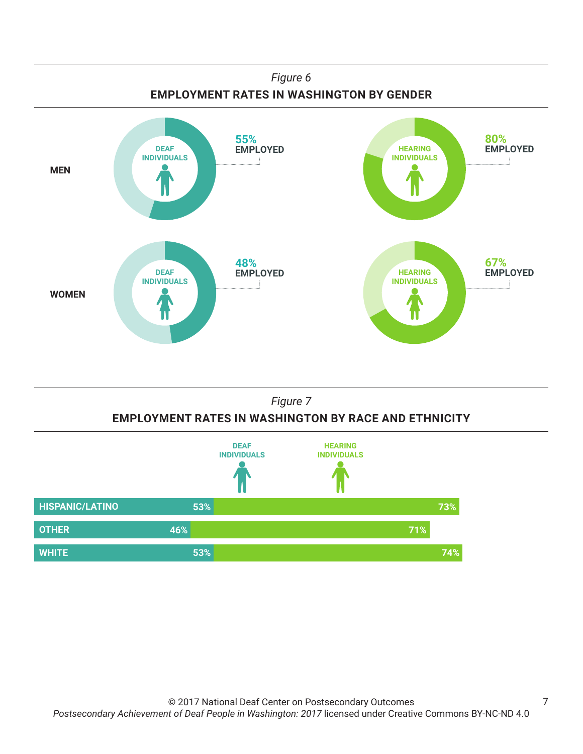*Figure 6*

**EMPLOYMENT RATES IN WASHINGTON BY GENDER**

| | Deaf Individuals | Hearing Individuals |
|---|---|---|
| **MEN** | 55% EMPLOYED | 80% EMPLOYED |
| **WOMEN** | 48% EMPLOYED | 67% EMPLOYED |

*Figure 7*

**EMPLOYMENT RATES IN WASHINGTON BY RACE AND ETHNICITY**

| | Deaf Individuals | Hearing Individuals |
|---|---|---|
| **HISPANIC/LATINO** | 53% | 73% |
| **OTHER** | 46% | 71% |
| **WHITE** | 53% | 74% |

© 2017 National Deaf Center on Postsecondary Outcomes
*Postsecondary Achievement of Deaf People in Washington: 2017* licensed under Creative Commons BY-NC-ND 4.0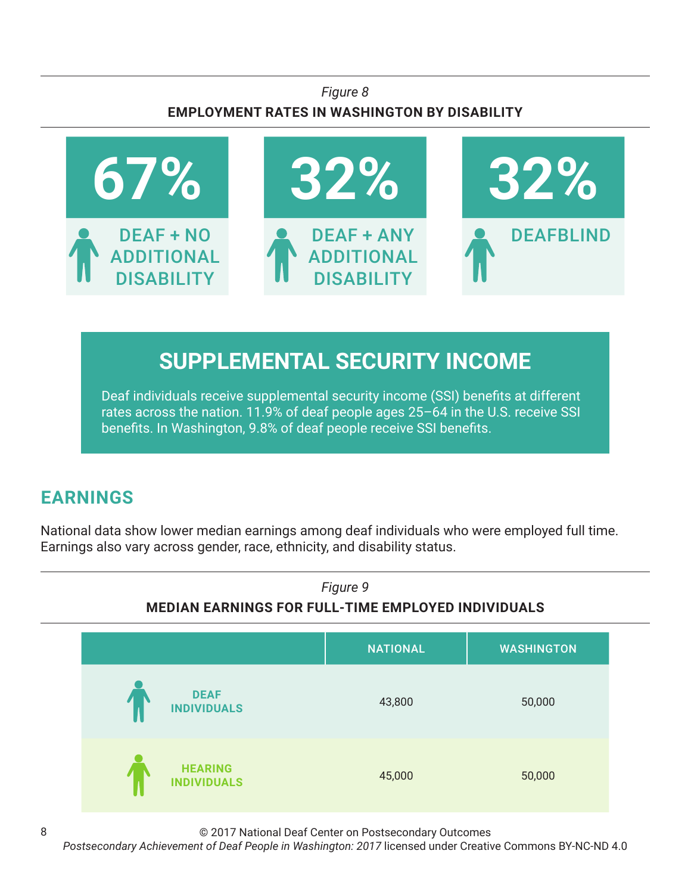*Figure 8*

**EMPLOYMENT RATES IN WASHINGTON BY DISABILITY**

| 67% | 32% | 32% |
|---|---|---|
| DEAF + NO ADDITIONAL DISABILITY | DEAF + ANY ADDITIONAL DISABILITY | DEAFBLIND |

## SUPPLEMENTAL SECURITY INCOME

Deaf individuals receive supplemental security income (SSI) benefits at different rates across the nation. 11.9% of deaf people ages 25–64 in the U.S. receive SSI benefits. In Washington, 9.8% of deaf people receive SSI benefits.

## EARNINGS

National data show lower median earnings among deaf individuals who were employed full time. Earnings also vary across gender, race, ethnicity, and disability status.

*Figure 9*

**MEDIAN EARNINGS FOR FULL-TIME EMPLOYED INDIVIDUALS**

| | NATIONAL | WASHINGTON |
|---|---|---|
| DEAF INDIVIDUALS | 43,800 | 50,000 |
| HEARING INDIVIDUALS | 45,000 | 50,000 |

© 2017 National Deaf Center on Postsecondary Outcomes
*Postsecondary Achievement of Deaf People in Washington: 2017* licensed under Creative Commons BY-NC-ND 4.0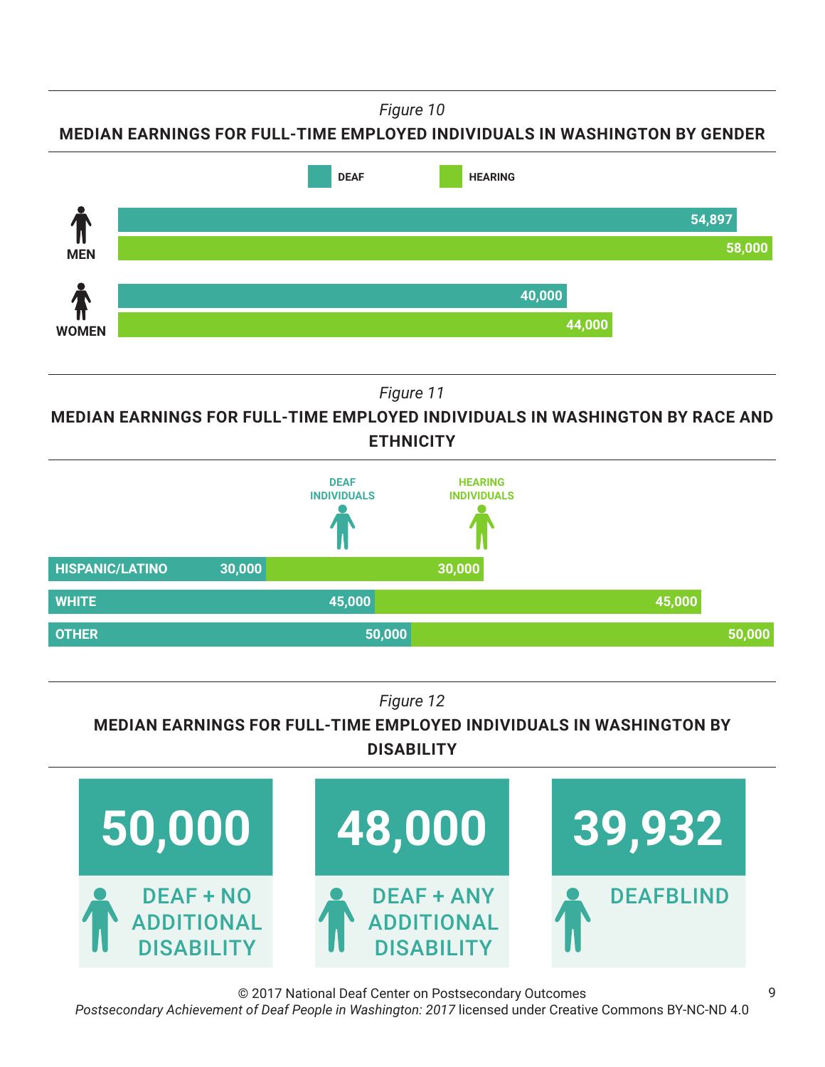*Figure 10*

**MEDIAN EARNINGS FOR FULL-TIME EMPLOYED INDIVIDUALS IN WASHINGTON BY GENDER**

| | DEAF | HEARING |
|---|---|---|
| MEN | 54,897 | 58,000 |
| WOMEN | 40,000 | 44,000 |

*Figure 11*

**MEDIAN EARNINGS FOR FULL-TIME EMPLOYED INDIVIDUALS IN WASHINGTON BY RACE AND ETHNICITY**

| | DEAF INDIVIDUALS | HEARING INDIVIDUALS |
|---|---|---|
| HISPANIC/LATINO | 30,000 | 30,000 |
| WHITE | 45,000 | 45,000 |
| OTHER | 50,000 | 50,000 |

*Figure 12*

**MEDIAN EARNINGS FOR FULL-TIME EMPLOYED INDIVIDUALS IN WASHINGTON BY DISABILITY**

| DEAF + NO ADDITIONAL DISABILITY | DEAF + ANY ADDITIONAL DISABILITY | DEAFBLIND |
|---|---|---|
| 50,000 | 48,000 | 39,932 |

© 2017 National Deaf Center on Postsecondary Outcomes
*Postsecondary Achievement of Deaf People in Washington: 2017* licensed under Creative Commons BY-NC-ND 4.0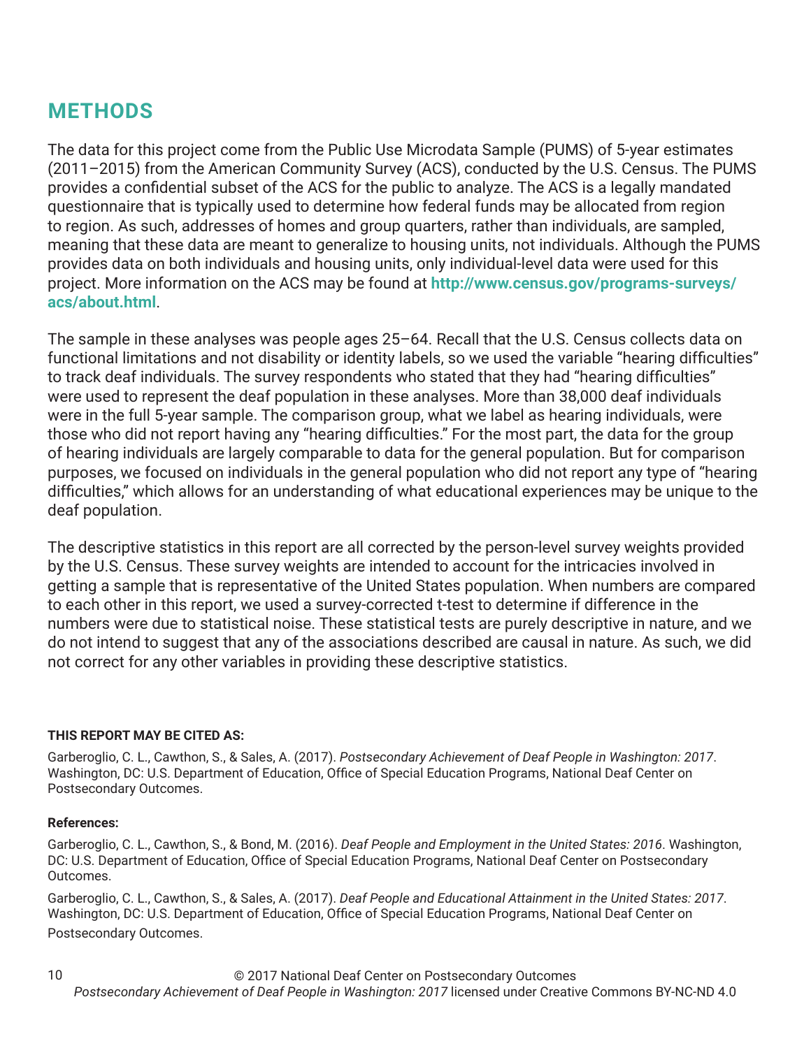## METHODS

The data for this project come from the Public Use Microdata Sample (PUMS) of 5-year estimates (2011–2015) from the American Community Survey (ACS), conducted by the U.S. Census. The PUMS provides a confidential subset of the ACS for the public to analyze. The ACS is a legally mandated questionnaire that is typically used to determine how federal funds may be allocated from region to region. As such, addresses of homes and group quarters, rather than individuals, are sampled, meaning that these data are meant to generalize to housing units, not individuals. Although the PUMS provides data on both individuals and housing units, only individual-level data were used for this project. More information on the ACS may be found at **http://www.census.gov/programs-surveys/acs/about.html**.

The sample in these analyses was people ages 25–64. Recall that the U.S. Census collects data on functional limitations and not disability or identity labels, so we used the variable "hearing difficulties" to track deaf individuals. The survey respondents who stated that they had "hearing difficulties" were used to represent the deaf population in these analyses. More than 38,000 deaf individuals were in the full 5-year sample. The comparison group, what we label as hearing individuals, were those who did not report having any "hearing difficulties." For the most part, the data for the group of hearing individuals are largely comparable to data for the general population. But for comparison purposes, we focused on individuals in the general population who did not report any type of "hearing difficulties," which allows for an understanding of what educational experiences may be unique to the deaf population.

The descriptive statistics in this report are all corrected by the person-level survey weights provided by the U.S. Census. These survey weights are intended to account for the intricacies involved in getting a sample that is representative of the United States population. When numbers are compared to each other in this report, we used a survey-corrected t-test to determine if difference in the numbers were due to statistical noise. These statistical tests are purely descriptive in nature, and we do not intend to suggest that any of the associations described are causal in nature. As such, we did not correct for any other variables in providing these descriptive statistics.

**THIS REPORT MAY BE CITED AS:**

Garberoglio, C. L., Cawthon, S., & Sales, A. (2017). *Postsecondary Achievement of Deaf People in Washington: 2017*. Washington, DC: U.S. Department of Education, Office of Special Education Programs, National Deaf Center on Postsecondary Outcomes.

**References:**

Garberoglio, C. L., Cawthon, S., & Bond, M. (2016). *Deaf People and Employment in the United States: 2016*. Washington, DC: U.S. Department of Education, Office of Special Education Programs, National Deaf Center on Postsecondary Outcomes.

Garberoglio, C. L., Cawthon, S., & Sales, A. (2017). *Deaf People and Educational Attainment in the United States: 2017*. Washington, DC: U.S. Department of Education, Office of Special Education Programs, National Deaf Center on Postsecondary Outcomes.

© 2017 National Deaf Center on Postsecondary Outcomes
*Postsecondary Achievement of Deaf People in Washington: 2017* licensed under Creative Commons BY-NC-ND 4.0